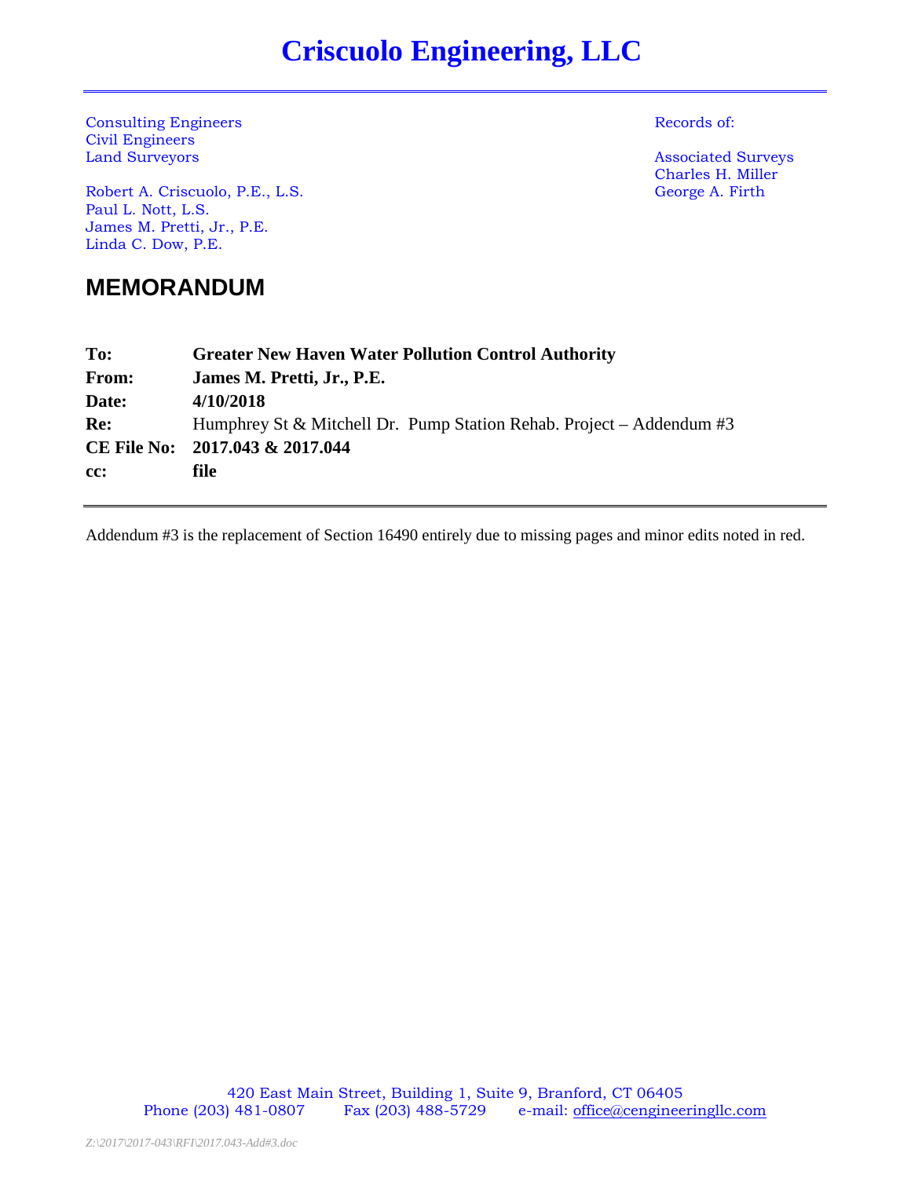# Criscuolo Engineering, LLC

Consulting Engineers
Civil Engineers
Land Surveyors

Robert A. Criscuolo, P.E., L.S.
Paul L. Nott, L.S.
James M. Pretti, Jr., P.E.
Linda C. Dow, P.E.

Records of:

Associated Surveys
Charles H. Miller
George A. Firth

## MEMORANDUM

| | |
|---|---|
| **To:** | **Greater New Haven Water Pollution Control Authority** |
| **From:** | **James M. Pretti, Jr., P.E.** |
| **Date:** | **4/10/2018** |
| **Re:** | Humphrey St & Mitchell Dr. Pump Station Rehab. Project – Addendum #3 |
| **CE File No:** | **2017.043 & 2017.044** |
| **cc:** | **file** |

Addendum #3 is the replacement of Section 16490 entirely due to missing pages and minor edits noted in red.

420 East Main Street, Building 1, Suite 9, Branford, CT 06405
Phone (203) 481-0807 Fax (203) 488-5729 e-mail: office@cengineeringllc.com

*Z:\2017\2017-043\RFI\2017.043-Add#3.doc*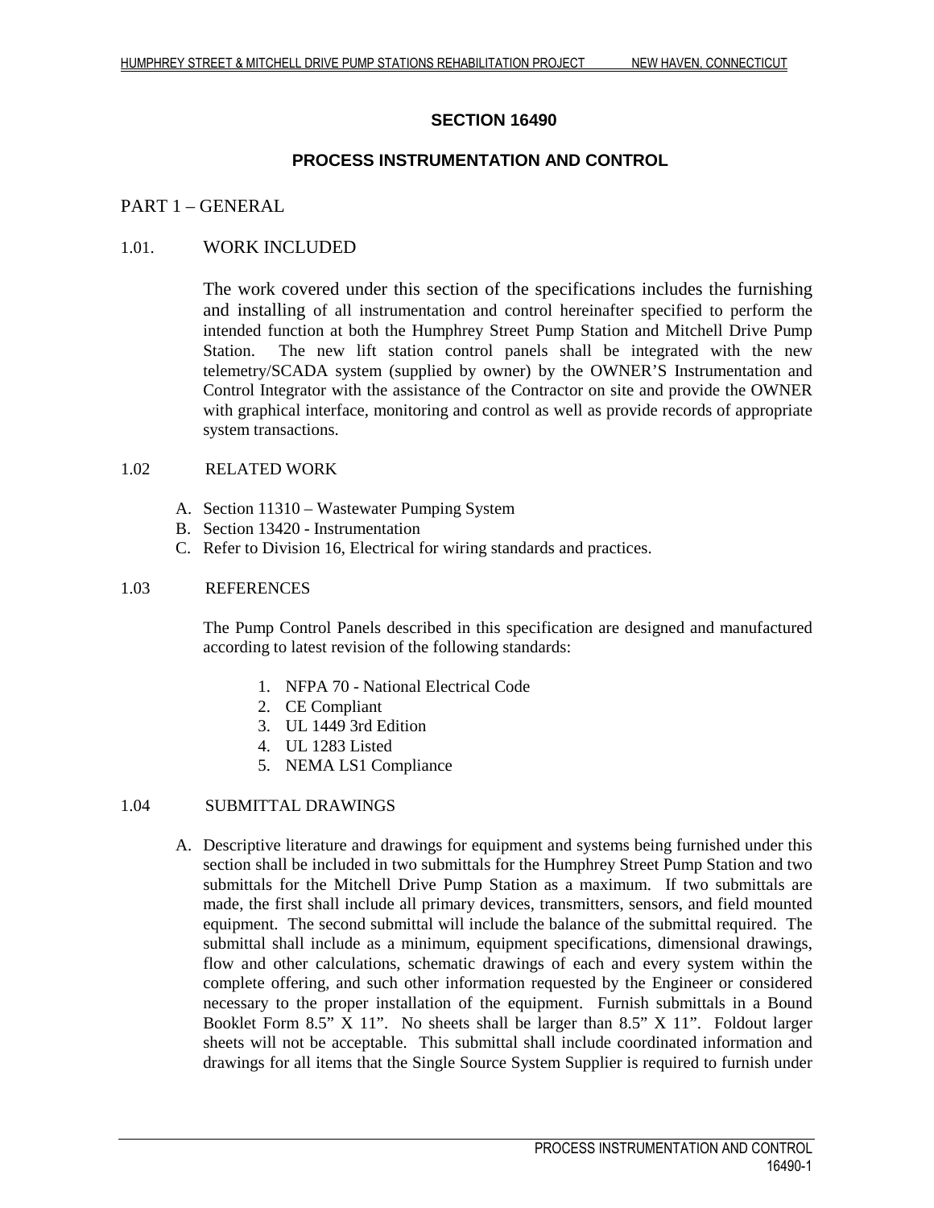## SECTION 16490

## PROCESS INSTRUMENTATION AND CONTROL

### PART 1 – GENERAL

#### 1.01. WORK INCLUDED

The work covered under this section of the specifications includes the furnishing and installing of all instrumentation and control hereinafter specified to perform the intended function at both the Humphrey Street Pump Station and Mitchell Drive Pump Station. The new lift station control panels shall be integrated with the new telemetry/SCADA system (supplied by owner) by the OWNER'S Instrumentation and Control Integrator with the assistance of the Contractor on site and provide the OWNER with graphical interface, monitoring and control as well as provide records of appropriate system transactions.

#### 1.02 RELATED WORK

A. Section 11310 – Wastewater Pumping System
B. Section 13420 - Instrumentation
C. Refer to Division 16, Electrical for wiring standards and practices.

#### 1.03 REFERENCES

The Pump Control Panels described in this specification are designed and manufactured according to latest revision of the following standards:

1. NFPA 70 - National Electrical Code
2. CE Compliant
3. UL 1449 3rd Edition
4. UL 1283 Listed
5. NEMA LS1 Compliance

#### 1.04 SUBMITTAL DRAWINGS

A. Descriptive literature and drawings for equipment and systems being furnished under this section shall be included in two submittals for the Humphrey Street Pump Station and two submittals for the Mitchell Drive Pump Station as a maximum. If two submittals are made, the first shall include all primary devices, transmitters, sensors, and field mounted equipment. The second submittal will include the balance of the submittal required. The submittal shall include as a minimum, equipment specifications, dimensional drawings, flow and other calculations, schematic drawings of each and every system within the complete offering, and such other information requested by the Engineer or considered necessary to the proper installation of the equipment. Furnish submittals in a Bound Booklet Form 8.5" X 11". No sheets shall be larger than 8.5" X 11". Foldout larger sheets will not be acceptable. This submittal shall include coordinated information and drawings for all items that the Single Source System Supplier is required to furnish under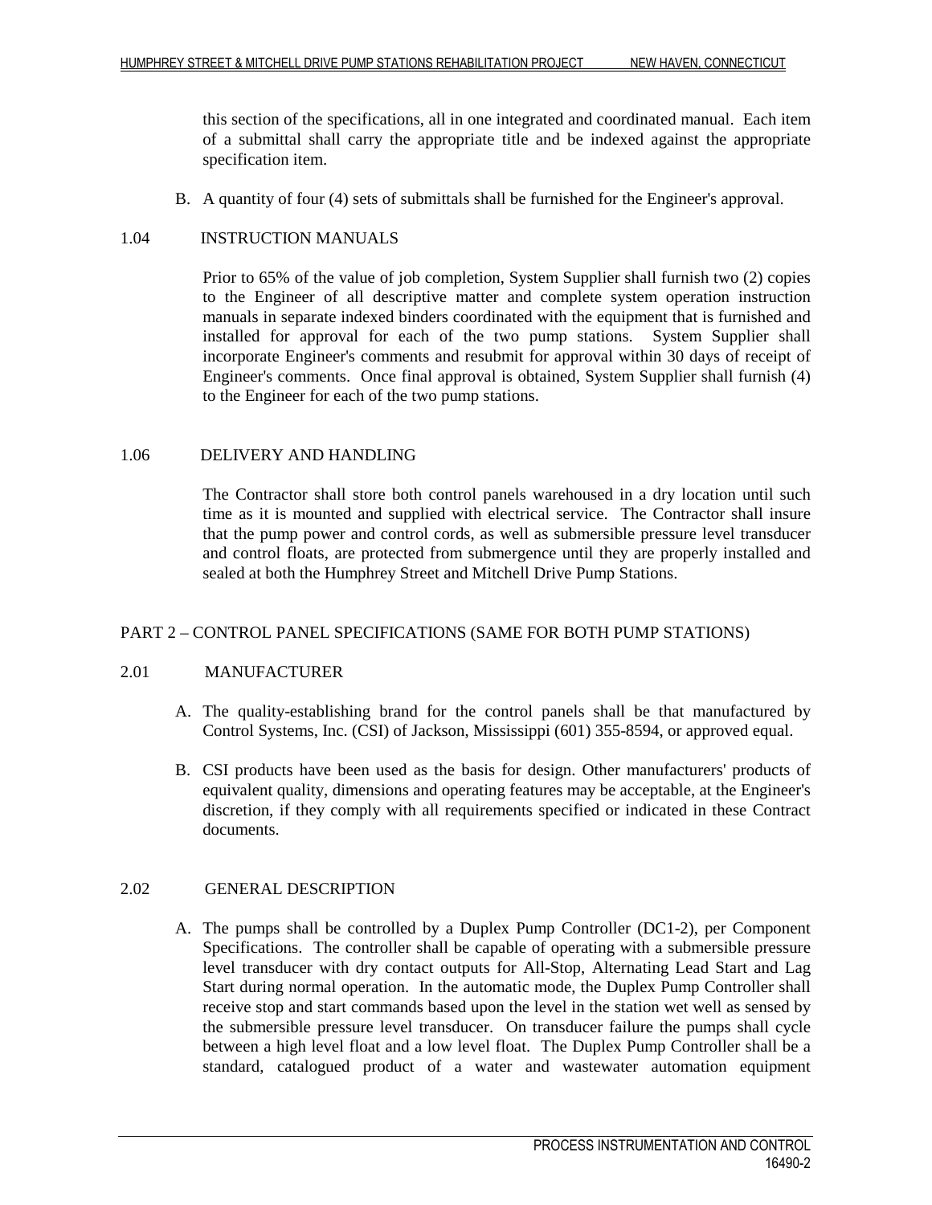this section of the specifications, all in one integrated and coordinated manual. Each item of a submittal shall carry the appropriate title and be indexed against the appropriate specification item.

B. A quantity of four (4) sets of submittals shall be furnished for the Engineer's approval.

## 1.04 INSTRUCTION MANUALS

Prior to 65% of the value of job completion, System Supplier shall furnish two (2) copies to the Engineer of all descriptive matter and complete system operation instruction manuals in separate indexed binders coordinated with the equipment that is furnished and installed for approval for each of the two pump stations. System Supplier shall incorporate Engineer's comments and resubmit for approval within 30 days of receipt of Engineer's comments. Once final approval is obtained, System Supplier shall furnish (4) to the Engineer for each of the two pump stations.

## 1.06 DELIVERY AND HANDLING

The Contractor shall store both control panels warehoused in a dry location until such time as it is mounted and supplied with electrical service. The Contractor shall insure that the pump power and control cords, as well as submersible pressure level transducer and control floats, are protected from submergence until they are properly installed and sealed at both the Humphrey Street and Mitchell Drive Pump Stations.

# PART 2 – CONTROL PANEL SPECIFICATIONS (SAME FOR BOTH PUMP STATIONS)

## 2.01 MANUFACTURER

A. The quality-establishing brand for the control panels shall be that manufactured by Control Systems, Inc. (CSI) of Jackson, Mississippi (601) 355-8594, or approved equal.

B. CSI products have been used as the basis for design. Other manufacturers' products of equivalent quality, dimensions and operating features may be acceptable, at the Engineer's discretion, if they comply with all requirements specified or indicated in these Contract documents.

## 2.02 GENERAL DESCRIPTION

A. The pumps shall be controlled by a Duplex Pump Controller (DC1-2), per Component Specifications. The controller shall be capable of operating with a submersible pressure level transducer with dry contact outputs for All-Stop, Alternating Lead Start and Lag Start during normal operation. In the automatic mode, the Duplex Pump Controller shall receive stop and start commands based upon the level in the station wet well as sensed by the submersible pressure level transducer. On transducer failure the pumps shall cycle between a high level float and a low level float. The Duplex Pump Controller shall be a standard, catalogued product of a water and wastewater automation equipment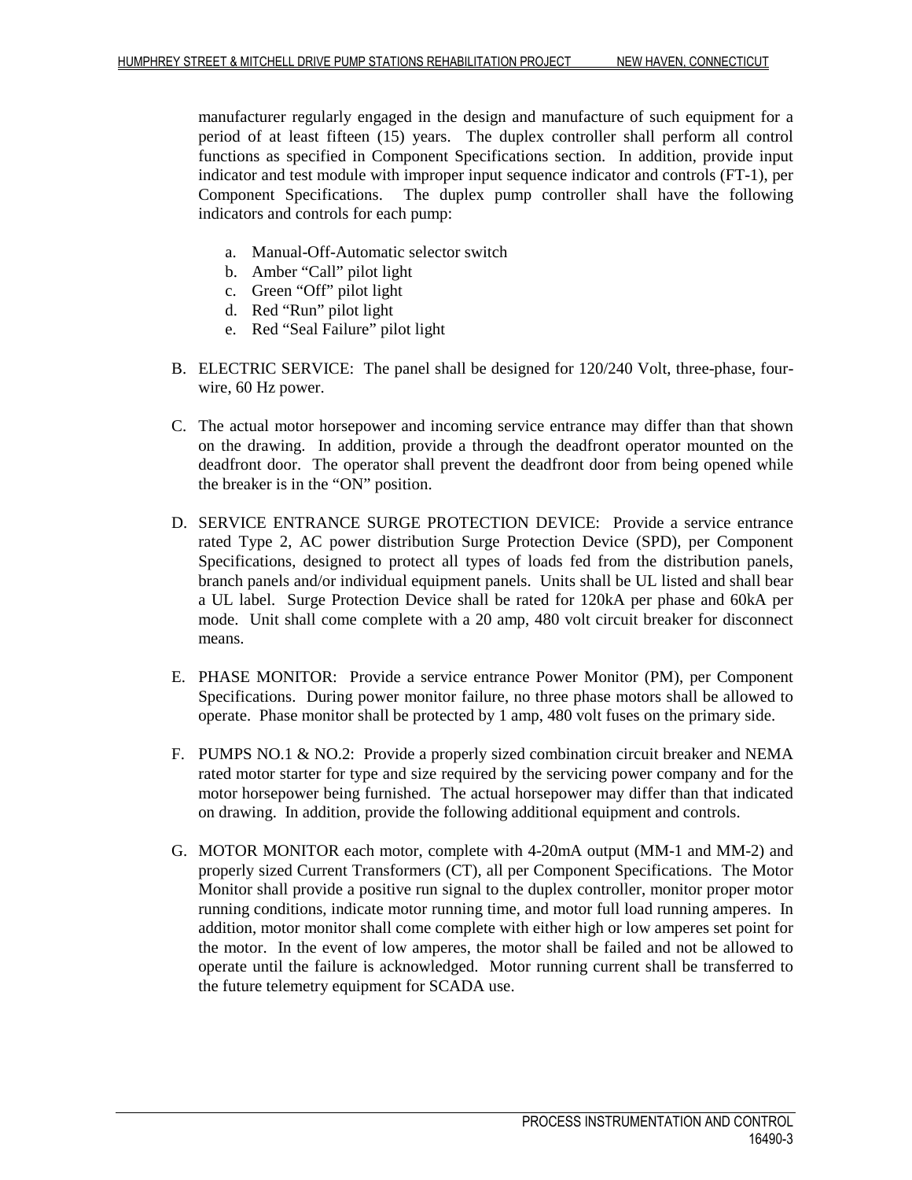manufacturer regularly engaged in the design and manufacture of such equipment for a period of at least fifteen (15) years. The duplex controller shall perform all control functions as specified in Component Specifications section. In addition, provide input indicator and test module with improper input sequence indicator and controls (FT-1), per Component Specifications. The duplex pump controller shall have the following indicators and controls for each pump:

a. Manual-Off-Automatic selector switch
b. Amber "Call" pilot light
c. Green "Off" pilot light
d. Red "Run" pilot light
e. Red "Seal Failure" pilot light

B. ELECTRIC SERVICE: The panel shall be designed for 120/240 Volt, three-phase, four-wire, 60 Hz power.

C. The actual motor horsepower and incoming service entrance may differ than that shown on the drawing. In addition, provide a through the deadfront operator mounted on the deadfront door. The operator shall prevent the deadfront door from being opened while the breaker is in the "ON" position.

D. SERVICE ENTRANCE SURGE PROTECTION DEVICE: Provide a service entrance rated Type 2, AC power distribution Surge Protection Device (SPD), per Component Specifications, designed to protect all types of loads fed from the distribution panels, branch panels and/or individual equipment panels. Units shall be UL listed and shall bear a UL label. Surge Protection Device shall be rated for 120kA per phase and 60kA per mode. Unit shall come complete with a 20 amp, 480 volt circuit breaker for disconnect means.

E. PHASE MONITOR: Provide a service entrance Power Monitor (PM), per Component Specifications. During power monitor failure, no three phase motors shall be allowed to operate. Phase monitor shall be protected by 1 amp, 480 volt fuses on the primary side.

F. PUMPS NO.1 & NO.2: Provide a properly sized combination circuit breaker and NEMA rated motor starter for type and size required by the servicing power company and for the motor horsepower being furnished. The actual horsepower may differ than that indicated on drawing. In addition, provide the following additional equipment and controls.

G. MOTOR MONITOR each motor, complete with 4-20mA output (MM-1 and MM-2) and properly sized Current Transformers (CT), all per Component Specifications. The Motor Monitor shall provide a positive run signal to the duplex controller, monitor proper motor running conditions, indicate motor running time, and motor full load running amperes. In addition, motor monitor shall come complete with either high or low amperes set point for the motor. In the event of low amperes, the motor shall be failed and not be allowed to operate until the failure is acknowledged. Motor running current shall be transferred to the future telemetry equipment for SCADA use.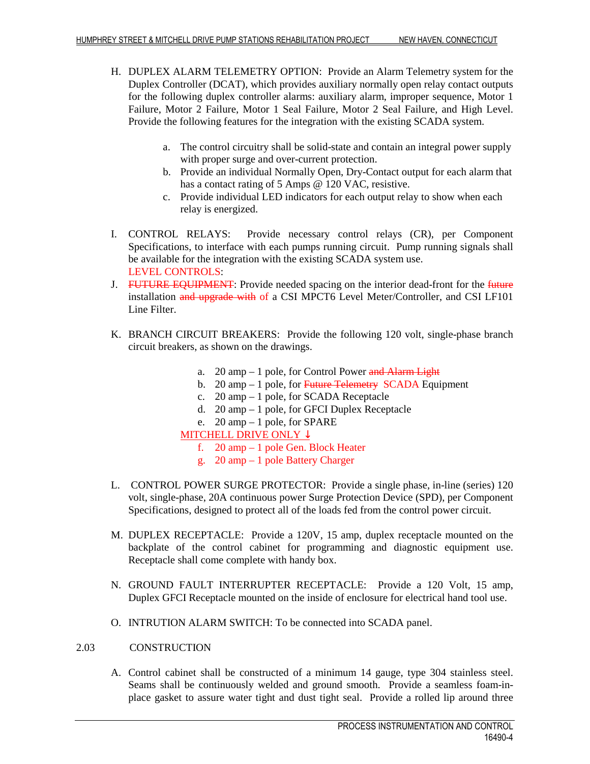H. DUPLEX ALARM TELEMETRY OPTION: Provide an Alarm Telemetry system for the Duplex Controller (DCAT), which provides auxiliary normally open relay contact outputs for the following duplex controller alarms: auxiliary alarm, improper sequence, Motor 1 Failure, Motor 2 Failure, Motor 1 Seal Failure, Motor 2 Seal Failure, and High Level. Provide the following features for the integration with the existing SCADA system.

   a. The control circuitry shall be solid-state and contain an integral power supply with proper surge and over-current protection.
   b. Provide an individual Normally Open, Dry-Contact output for each alarm that has a contact rating of 5 Amps @ 120 VAC, resistive.
   c. Provide individual LED indicators for each output relay to show when each relay is energized.

I. CONTROL RELAYS: Provide necessary control relays (CR), per Component Specifications, to interface with each pumps running circuit. Pump running signals shall be available for the integration with the existing SCADA system use.

J. LEVEL CONTROLS: ~~FUTURE EQUIPMENT~~: Provide needed spacing on the interior dead-front for the ~~future~~ installation ~~and upgrade with~~ of a CSI MPCT6 Level Meter/Controller, and CSI LF101 Line Filter.

K. BRANCH CIRCUIT BREAKERS: Provide the following 120 volt, single-phase branch circuit breakers, as shown on the drawings.

   a. 20 amp – 1 pole, for Control Power ~~and Alarm Light~~
   b. 20 amp – 1 pole, for ~~Future Telemetry~~ SCADA Equipment
   c. 20 amp – 1 pole, for SCADA Receptacle
   d. 20 amp – 1 pole, for GFCI Duplex Receptacle
   e. 20 amp – 1 pole, for SPARE

   MITCHELL DRIVE ONLY ↓

   f. 20 amp – 1 pole Gen. Block Heater
   g. 20 amp – 1 pole Battery Charger

L. CONTROL POWER SURGE PROTECTOR: Provide a single phase, in-line (series) 120 volt, single-phase, 20A continuous power Surge Protection Device (SPD), per Component Specifications, designed to protect all of the loads fed from the control power circuit.

M. DUPLEX RECEPTACLE: Provide a 120V, 15 amp, duplex receptacle mounted on the backplate of the control cabinet for programming and diagnostic equipment use. Receptacle shall come complete with handy box.

N. GROUND FAULT INTERRUPTER RECEPTACLE: Provide a 120 Volt, 15 amp, Duplex GFCI Receptacle mounted on the inside of enclosure for electrical hand tool use.

O. INTRUTION ALARM SWITCH: To be connected into SCADA panel.

## 2.03 CONSTRUCTION

A. Control cabinet shall be constructed of a minimum 14 gauge, type 304 stainless steel. Seams shall be continuously welded and ground smooth. Provide a seamless foam-in-place gasket to assure water tight and dust tight seal. Provide a rolled lip around three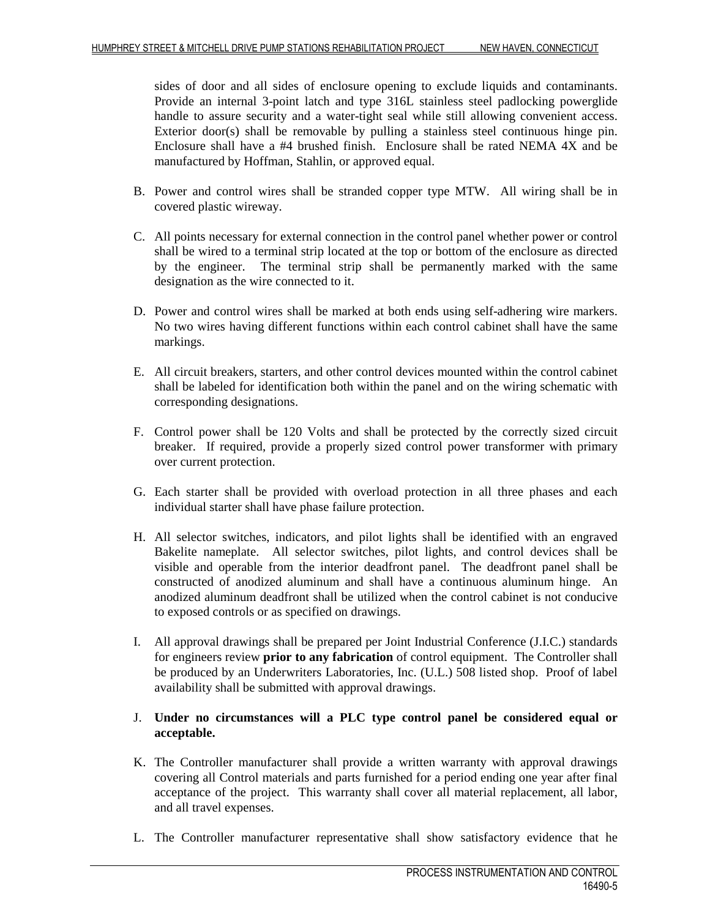sides of door and all sides of enclosure opening to exclude liquids and contaminants. Provide an internal 3-point latch and type 316L stainless steel padlocking powerglide handle to assure security and a water-tight seal while still allowing convenient access. Exterior door(s) shall be removable by pulling a stainless steel continuous hinge pin. Enclosure shall have a #4 brushed finish. Enclosure shall be rated NEMA 4X and be manufactured by Hoffman, Stahlin, or approved equal.

B. Power and control wires shall be stranded copper type MTW. All wiring shall be in covered plastic wireway.

C. All points necessary for external connection in the control panel whether power or control shall be wired to a terminal strip located at the top or bottom of the enclosure as directed by the engineer. The terminal strip shall be permanently marked with the same designation as the wire connected to it.

D. Power and control wires shall be marked at both ends using self-adhering wire markers. No two wires having different functions within each control cabinet shall have the same markings.

E. All circuit breakers, starters, and other control devices mounted within the control cabinet shall be labeled for identification both within the panel and on the wiring schematic with corresponding designations.

F. Control power shall be 120 Volts and shall be protected by the correctly sized circuit breaker. If required, provide a properly sized control power transformer with primary over current protection.

G. Each starter shall be provided with overload protection in all three phases and each individual starter shall have phase failure protection.

H. All selector switches, indicators, and pilot lights shall be identified with an engraved Bakelite nameplate. All selector switches, pilot lights, and control devices shall be visible and operable from the interior deadfront panel. The deadfront panel shall be constructed of anodized aluminum and shall have a continuous aluminum hinge. An anodized aluminum deadfront shall be utilized when the control cabinet is not conducive to exposed controls or as specified on drawings.

I. All approval drawings shall be prepared per Joint Industrial Conference (J.I.C.) standards for engineers review **prior to any fabrication** of control equipment. The Controller shall be produced by an Underwriters Laboratories, Inc. (U.L.) 508 listed shop. Proof of label availability shall be submitted with approval drawings.

J. **Under no circumstances will a PLC type control panel be considered equal or acceptable.**

K. The Controller manufacturer shall provide a written warranty with approval drawings covering all Control materials and parts furnished for a period ending one year after final acceptance of the project. This warranty shall cover all material replacement, all labor, and all travel expenses.

L. The Controller manufacturer representative shall show satisfactory evidence that he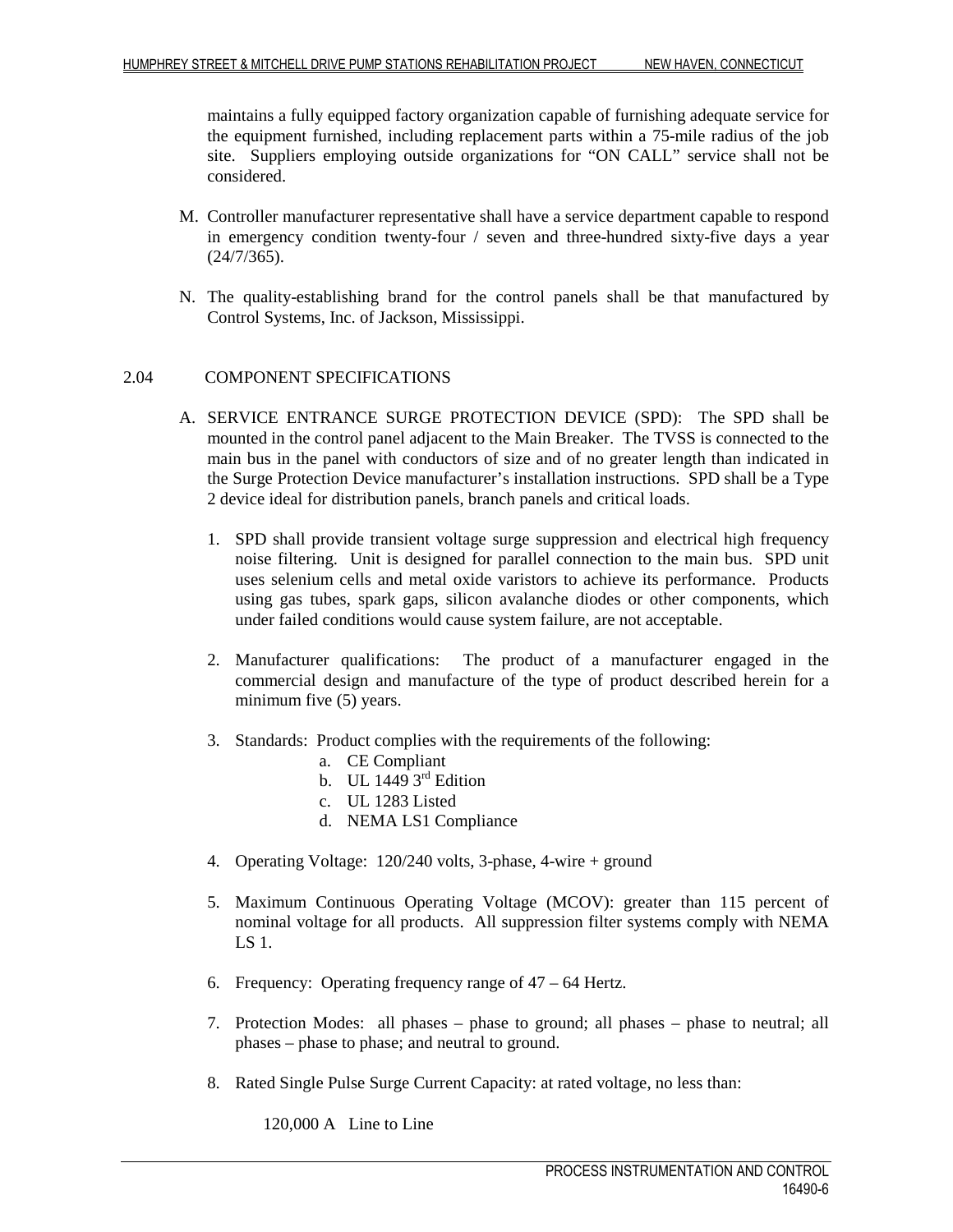maintains a fully equipped factory organization capable of furnishing adequate service for the equipment furnished, including replacement parts within a 75-mile radius of the job site. Suppliers employing outside organizations for "ON CALL" service shall not be considered.

M. Controller manufacturer representative shall have a service department capable to respond in emergency condition twenty-four / seven and three-hundred sixty-five days a year (24/7/365).

N. The quality-establishing brand for the control panels shall be that manufactured by Control Systems, Inc. of Jackson, Mississippi.

## 2.04 COMPONENT SPECIFICATIONS

A. SERVICE ENTRANCE SURGE PROTECTION DEVICE (SPD): The SPD shall be mounted in the control panel adjacent to the Main Breaker. The TVSS is connected to the main bus in the panel with conductors of size and of no greater length than indicated in the Surge Protection Device manufacturer's installation instructions. SPD shall be a Type 2 device ideal for distribution panels, branch panels and critical loads.

1. SPD shall provide transient voltage surge suppression and electrical high frequency noise filtering. Unit is designed for parallel connection to the main bus. SPD unit uses selenium cells and metal oxide varistors to achieve its performance. Products using gas tubes, spark gaps, silicon avalanche diodes or other components, which under failed conditions would cause system failure, are not acceptable.

2. Manufacturer qualifications: The product of a manufacturer engaged in the commercial design and manufacture of the type of product described herein for a minimum five (5) years.

3. Standards: Product complies with the requirements of the following:
   a. CE Compliant
   b. UL 1449 3rd Edition
   c. UL 1283 Listed
   d. NEMA LS1 Compliance

4. Operating Voltage: 120/240 volts, 3-phase, 4-wire + ground

5. Maximum Continuous Operating Voltage (MCOV): greater than 115 percent of nominal voltage for all products. All suppression filter systems comply with NEMA LS 1.

6. Frequency: Operating frequency range of 47 – 64 Hertz.

7. Protection Modes: all phases – phase to ground; all phases – phase to neutral; all phases – phase to phase; and neutral to ground.

8. Rated Single Pulse Surge Current Capacity: at rated voltage, no less than:

   120,000 A Line to Line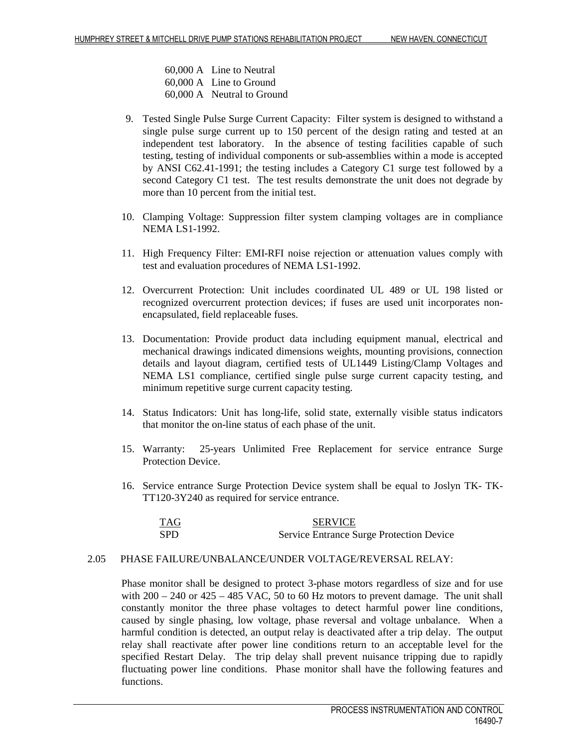60,000 A Line to Neutral
60,000 A Line to Ground
60,000 A Neutral to Ground

9. Tested Single Pulse Surge Current Capacity: Filter system is designed to withstand a single pulse surge current up to 150 percent of the design rating and tested at an independent test laboratory. In the absence of testing facilities capable of such testing, testing of individual components or sub-assemblies within a mode is accepted by ANSI C62.41-1991; the testing includes a Category C1 surge test followed by a second Category C1 test. The test results demonstrate the unit does not degrade by more than 10 percent from the initial test.

10. Clamping Voltage: Suppression filter system clamping voltages are in compliance NEMA LS1-1992.

11. High Frequency Filter: EMI-RFI noise rejection or attenuation values comply with test and evaluation procedures of NEMA LS1-1992.

12. Overcurrent Protection: Unit includes coordinated UL 489 or UL 198 listed or recognized overcurrent protection devices; if fuses are used unit incorporates non-encapsulated, field replaceable fuses.

13. Documentation: Provide product data including equipment manual, electrical and mechanical drawings indicated dimensions weights, mounting provisions, connection details and layout diagram, certified tests of UL1449 Listing/Clamp Voltages and NEMA LS1 compliance, certified single pulse surge current capacity testing, and minimum repetitive surge current capacity testing.

14. Status Indicators: Unit has long-life, solid state, externally visible status indicators that monitor the on-line status of each phase of the unit.

15. Warranty: 25-years Unlimited Free Replacement for service entrance Surge Protection Device.

16. Service entrance Surge Protection Device system shall be equal to Joslyn TK- TK-TT120-3Y240 as required for service entrance.

| TAG | SERVICE |
|---|---|
| SPD | Service Entrance Surge Protection Device |

2.05 PHASE FAILURE/UNBALANCE/UNDER VOLTAGE/REVERSAL RELAY:

Phase monitor shall be designed to protect 3-phase motors regardless of size and for use with 200 – 240 or 425 – 485 VAC, 50 to 60 Hz motors to prevent damage. The unit shall constantly monitor the three phase voltages to detect harmful power line conditions, caused by single phasing, low voltage, phase reversal and voltage unbalance. When a harmful condition is detected, an output relay is deactivated after a trip delay. The output relay shall reactivate after power line conditions return to an acceptable level for the specified Restart Delay. The trip delay shall prevent nuisance tripping due to rapidly fluctuating power line conditions. Phase monitor shall have the following features and functions.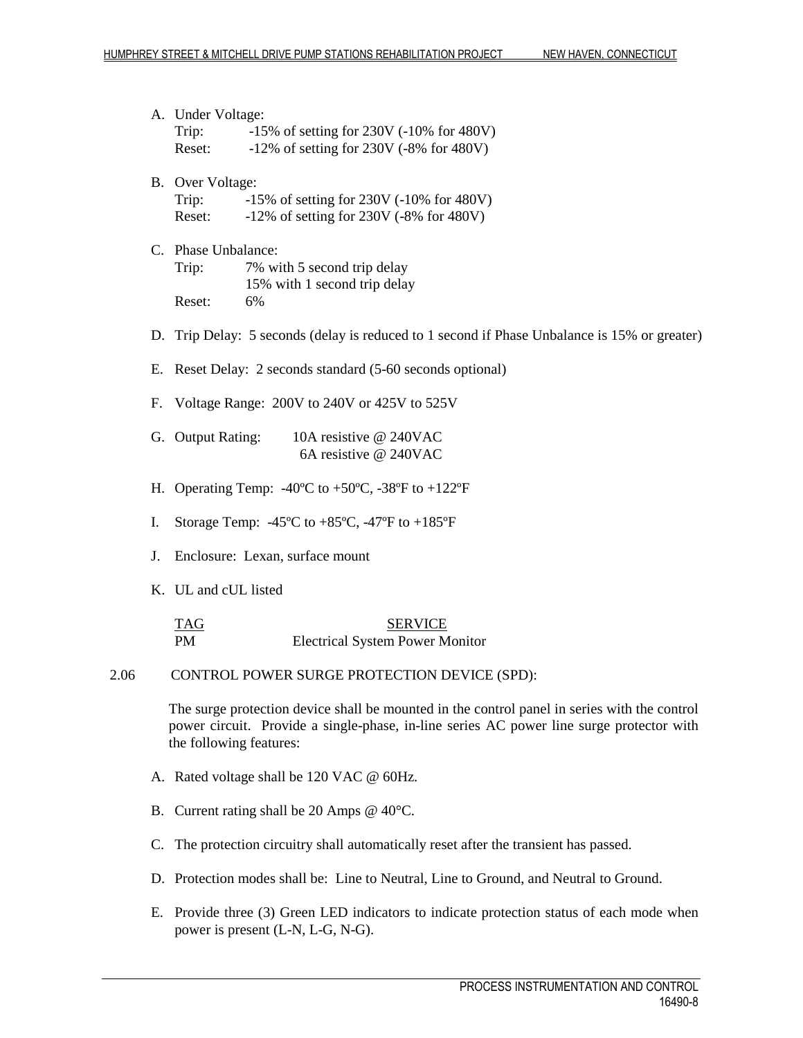A. Under Voltage:
   Trip: -15% of setting for 230V (-10% for 480V)
   Reset: -12% of setting for 230V (-8% for 480V)

B. Over Voltage:
   Trip: -15% of setting for 230V (-10% for 480V)
   Reset: -12% of setting for 230V (-8% for 480V)

C. Phase Unbalance:
   Trip: 7% with 5 second trip delay
   15% with 1 second trip delay
   Reset: 6%

D. Trip Delay: 5 seconds (delay is reduced to 1 second if Phase Unbalance is 15% or greater)

E. Reset Delay: 2 seconds standard (5-60 seconds optional)

F. Voltage Range: 200V to 240V or 425V to 525V

G. Output Rating: 10A resistive @ 240VAC
   6A resistive @ 240VAC

H. Operating Temp: -40ºC to +50ºC, -38ºF to +122ºF

I. Storage Temp: -45ºC to +85ºC, -47ºF to +185ºF

J. Enclosure: Lexan, surface mount

K. UL and cUL listed

| TAG | SERVICE |
|---|---|
| PM | Electrical System Power Monitor |

## 2.06 CONTROL POWER SURGE PROTECTION DEVICE (SPD):

The surge protection device shall be mounted in the control panel in series with the control power circuit. Provide a single-phase, in-line series AC power line surge protector with the following features:

A. Rated voltage shall be 120 VAC @ 60Hz.

B. Current rating shall be 20 Amps @ 40°C.

C. The protection circuitry shall automatically reset after the transient has passed.

D. Protection modes shall be: Line to Neutral, Line to Ground, and Neutral to Ground.

E. Provide three (3) Green LED indicators to indicate protection status of each mode when power is present (L-N, L-G, N-G).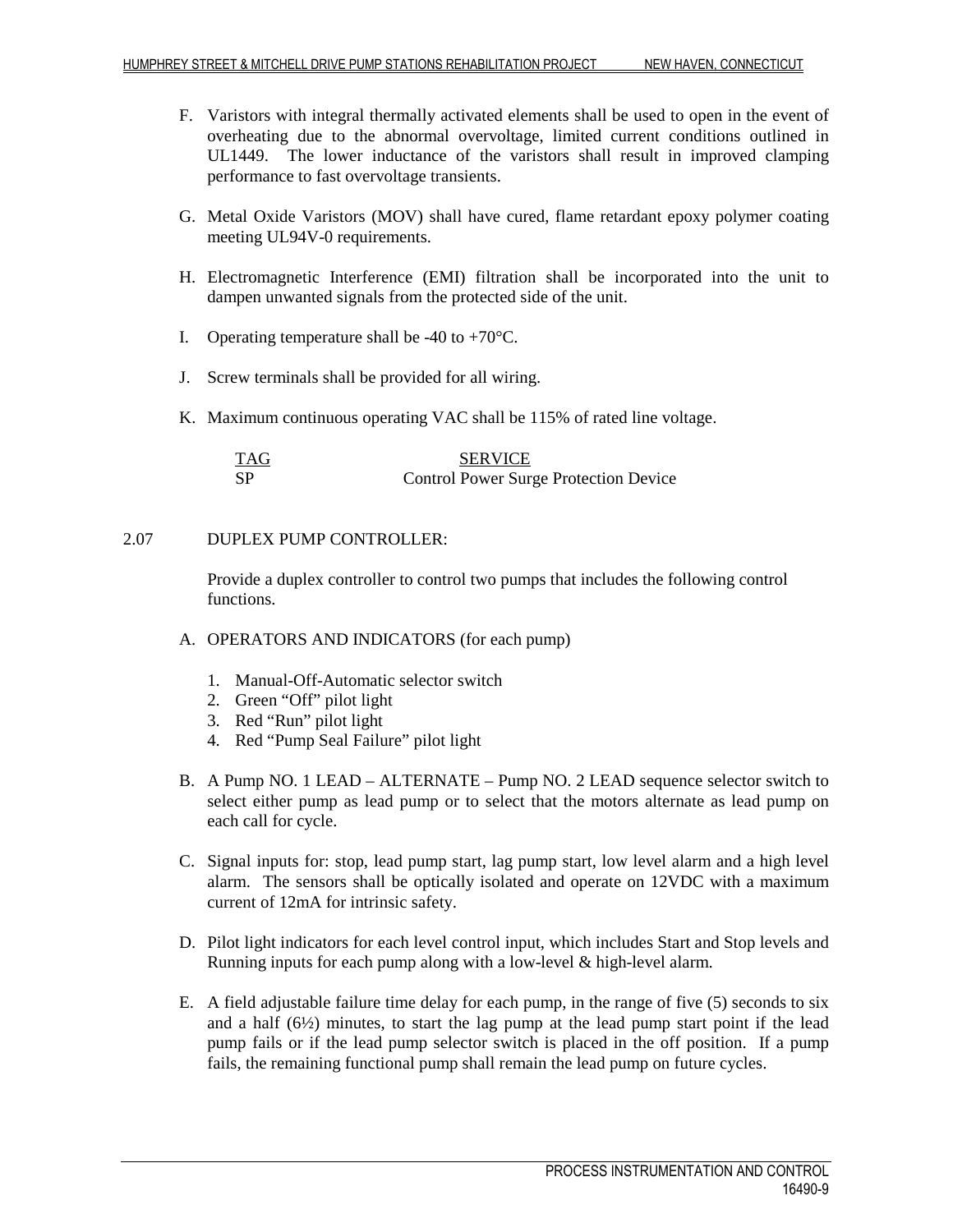F. Varistors with integral thermally activated elements shall be used to open in the event of overheating due to the abnormal overvoltage, limited current conditions outlined in UL1449. The lower inductance of the varistors shall result in improved clamping performance to fast overvoltage transients.

G. Metal Oxide Varistors (MOV) shall have cured, flame retardant epoxy polymer coating meeting UL94V-0 requirements.

H. Electromagnetic Interference (EMI) filtration shall be incorporated into the unit to dampen unwanted signals from the protected side of the unit.

I. Operating temperature shall be -40 to +70°C.

J. Screw terminals shall be provided for all wiring.

K. Maximum continuous operating VAC shall be 115% of rated line voltage.

| TAG | SERVICE |
|---|---|
| SP | Control Power Surge Protection Device |

2.07 DUPLEX PUMP CONTROLLER:

Provide a duplex controller to control two pumps that includes the following control functions.

A. OPERATORS AND INDICATORS (for each pump)

1. Manual-Off-Automatic selector switch
2. Green "Off" pilot light
3. Red "Run" pilot light
4. Red "Pump Seal Failure" pilot light

B. A Pump NO. 1 LEAD – ALTERNATE – Pump NO. 2 LEAD sequence selector switch to select either pump as lead pump or to select that the motors alternate as lead pump on each call for cycle.

C. Signal inputs for: stop, lead pump start, lag pump start, low level alarm and a high level alarm. The sensors shall be optically isolated and operate on 12VDC with a maximum current of 12mA for intrinsic safety.

D. Pilot light indicators for each level control input, which includes Start and Stop levels and Running inputs for each pump along with a low-level & high-level alarm.

E. A field adjustable failure time delay for each pump, in the range of five (5) seconds to six and a half (6½) minutes, to start the lag pump at the lead pump start point if the lead pump fails or if the lead pump selector switch is placed in the off position. If a pump fails, the remaining functional pump shall remain the lead pump on future cycles.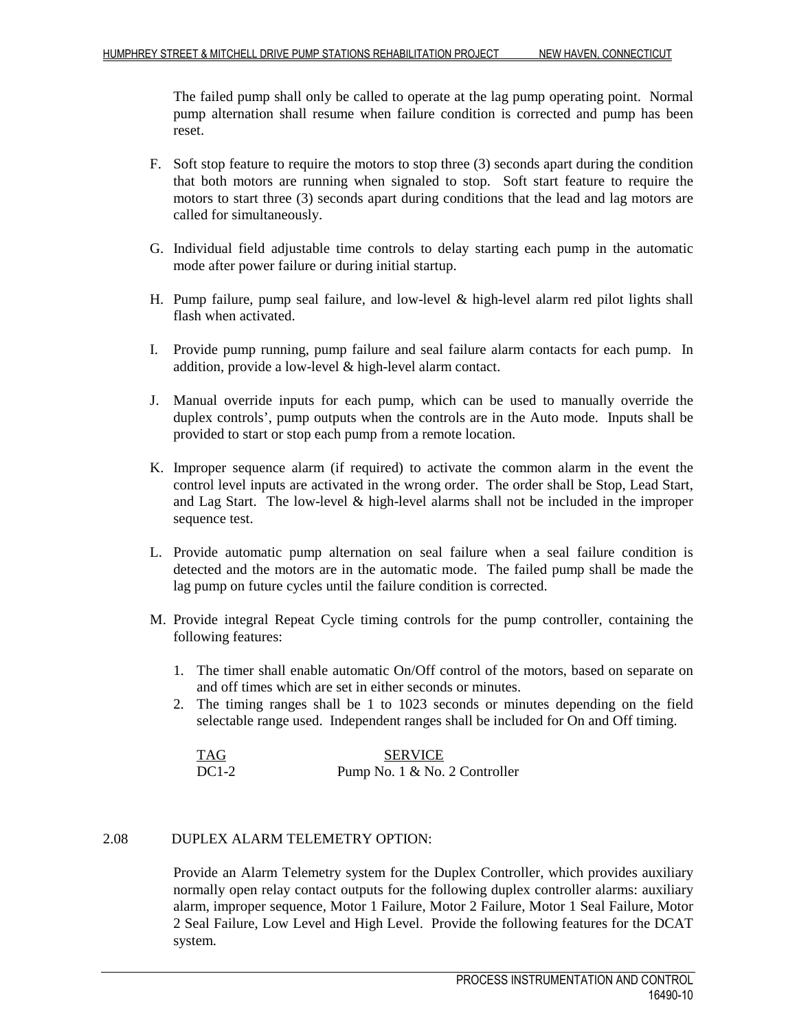The failed pump shall only be called to operate at the lag pump operating point. Normal pump alternation shall resume when failure condition is corrected and pump has been reset.

F. Soft stop feature to require the motors to stop three (3) seconds apart during the condition that both motors are running when signaled to stop. Soft start feature to require the motors to start three (3) seconds apart during conditions that the lead and lag motors are called for simultaneously.

G. Individual field adjustable time controls to delay starting each pump in the automatic mode after power failure or during initial startup.

H. Pump failure, pump seal failure, and low-level & high-level alarm red pilot lights shall flash when activated.

I. Provide pump running, pump failure and seal failure alarm contacts for each pump. In addition, provide a low-level & high-level alarm contact.

J. Manual override inputs for each pump, which can be used to manually override the duplex controls', pump outputs when the controls are in the Auto mode. Inputs shall be provided to start or stop each pump from a remote location.

K. Improper sequence alarm (if required) to activate the common alarm in the event the control level inputs are activated in the wrong order. The order shall be Stop, Lead Start, and Lag Start. The low-level & high-level alarms shall not be included in the improper sequence test.

L. Provide automatic pump alternation on seal failure when a seal failure condition is detected and the motors are in the automatic mode. The failed pump shall be made the lag pump on future cycles until the failure condition is corrected.

M. Provide integral Repeat Cycle timing controls for the pump controller, containing the following features:

   1. The timer shall enable automatic On/Off control of the motors, based on separate on and off times which are set in either seconds or minutes.
   2. The timing ranges shall be 1 to 1023 seconds or minutes depending on the field selectable range used. Independent ranges shall be included for On and Off timing.

| TAG | SERVICE |
|---|---|
| DC1-2 | Pump No. 1 & No. 2 Controller |

## 2.08 DUPLEX ALARM TELEMETRY OPTION:

Provide an Alarm Telemetry system for the Duplex Controller, which provides auxiliary normally open relay contact outputs for the following duplex controller alarms: auxiliary alarm, improper sequence, Motor 1 Failure, Motor 2 Failure, Motor 1 Seal Failure, Motor 2 Seal Failure, Low Level and High Level. Provide the following features for the DCAT system.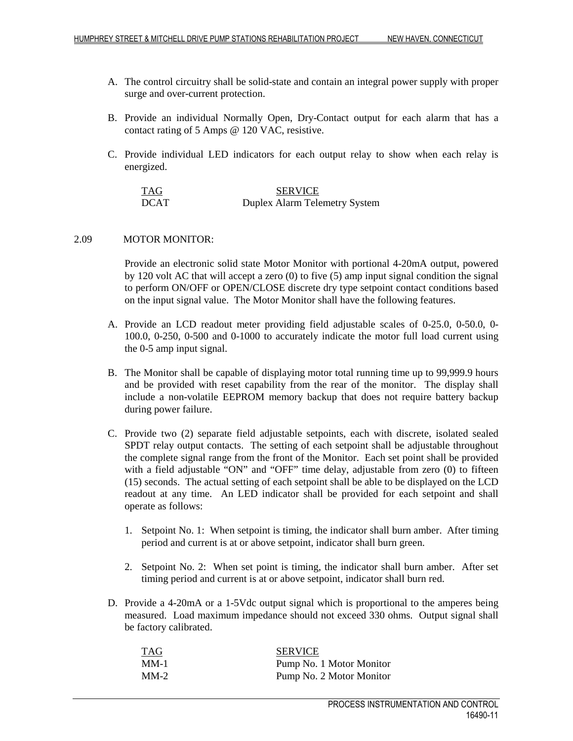A. The control circuitry shall be solid-state and contain an integral power supply with proper surge and over-current protection.

B. Provide an individual Normally Open, Dry-Contact output for each alarm that has a contact rating of 5 Amps @ 120 VAC, resistive.

C. Provide individual LED indicators for each output relay to show when each relay is energized.

| TAG | SERVICE |
|---|---|
| DCAT | Duplex Alarm Telemetry System |

## 2.09 MOTOR MONITOR:

Provide an electronic solid state Motor Monitor with portional 4-20mA output, powered by 120 volt AC that will accept a zero (0) to five (5) amp input signal condition the signal to perform ON/OFF or OPEN/CLOSE discrete dry type setpoint contact conditions based on the input signal value. The Motor Monitor shall have the following features.

A. Provide an LCD readout meter providing field adjustable scales of 0-25.0, 0-50.0, 0-100.0, 0-250, 0-500 and 0-1000 to accurately indicate the motor full load current using the 0-5 amp input signal.

B. The Monitor shall be capable of displaying motor total running time up to 99,999.9 hours and be provided with reset capability from the rear of the monitor. The display shall include a non-volatile EEPROM memory backup that does not require battery backup during power failure.

C. Provide two (2) separate field adjustable setpoints, each with discrete, isolated sealed SPDT relay output contacts. The setting of each setpoint shall be adjustable throughout the complete signal range from the front of the Monitor. Each set point shall be provided with a field adjustable "ON" and "OFF" time delay, adjustable from zero (0) to fifteen (15) seconds. The actual setting of each setpoint shall be able to be displayed on the LCD readout at any time. An LED indicator shall be provided for each setpoint and shall operate as follows:

   1. Setpoint No. 1: When setpoint is timing, the indicator shall burn amber. After timing period and current is at or above setpoint, indicator shall burn green.

   2. Setpoint No. 2: When set point is timing, the indicator shall burn amber. After set timing period and current is at or above setpoint, indicator shall burn red.

D. Provide a 4-20mA or a 1-5Vdc output signal which is proportional to the amperes being measured. Load maximum impedance should not exceed 330 ohms. Output signal shall be factory calibrated.

| TAG | SERVICE |
|---|---|
| MM-1 | Pump No. 1 Motor Monitor |
| MM-2 | Pump No. 2 Motor Monitor |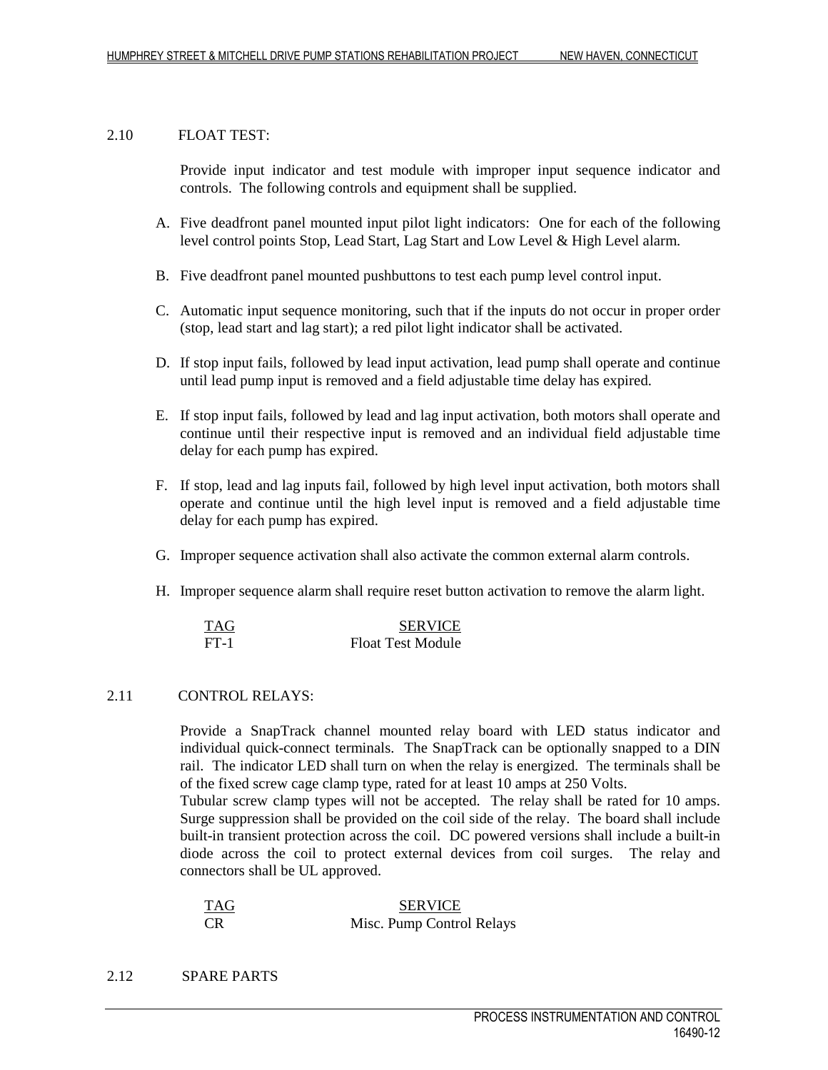## 2.10 FLOAT TEST:

Provide input indicator and test module with improper input sequence indicator and controls. The following controls and equipment shall be supplied.

A. Five deadfront panel mounted input pilot light indicators: One for each of the following level control points Stop, Lead Start, Lag Start and Low Level & High Level alarm.

B. Five deadfront panel mounted pushbuttons to test each pump level control input.

C. Automatic input sequence monitoring, such that if the inputs do not occur in proper order (stop, lead start and lag start); a red pilot light indicator shall be activated.

D. If stop input fails, followed by lead input activation, lead pump shall operate and continue until lead pump input is removed and a field adjustable time delay has expired.

E. If stop input fails, followed by lead and lag input activation, both motors shall operate and continue until their respective input is removed and an individual field adjustable time delay for each pump has expired.

F. If stop, lead and lag inputs fail, followed by high level input activation, both motors shall operate and continue until the high level input is removed and a field adjustable time delay for each pump has expired.

G. Improper sequence activation shall also activate the common external alarm controls.

H. Improper sequence alarm shall require reset button activation to remove the alarm light.

| TAG | SERVICE |
|---|---|
| FT-1 | Float Test Module |

## 2.11 CONTROL RELAYS:

Provide a SnapTrack channel mounted relay board with LED status indicator and individual quick-connect terminals. The SnapTrack can be optionally snapped to a DIN rail. The indicator LED shall turn on when the relay is energized. The terminals shall be of the fixed screw cage clamp type, rated for at least 10 amps at 250 Volts.
Tubular screw clamp types will not be accepted. The relay shall be rated for 10 amps. Surge suppression shall be provided on the coil side of the relay. The board shall include built-in transient protection across the coil. DC powered versions shall include a built-in diode across the coil to protect external devices from coil surges. The relay and connectors shall be UL approved.

| TAG | SERVICE |
|---|---|
| CR | Misc. Pump Control Relays |

## 2.12 SPARE PARTS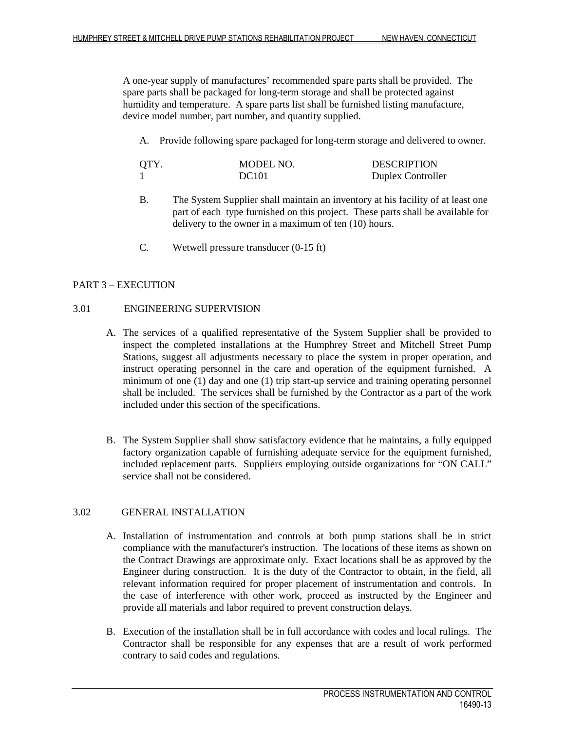A one-year supply of manufactures' recommended spare parts shall be provided. The spare parts shall be packaged for long-term storage and shall be protected against humidity and temperature. A spare parts list shall be furnished listing manufacture, device model number, part number, and quantity supplied.

A. Provide following spare packaged for long-term storage and delivered to owner.

| QTY. | MODEL NO. | DESCRIPTION |
|---|---|---|
| 1 | DC101 | Duplex Controller |

B. The System Supplier shall maintain an inventory at his facility of at least one part of each type furnished on this project. These parts shall be available for delivery to the owner in a maximum of ten (10) hours.

C. Wetwell pressure transducer (0-15 ft)

## PART 3 – EXECUTION

### 3.01 ENGINEERING SUPERVISION

A. The services of a qualified representative of the System Supplier shall be provided to inspect the completed installations at the Humphrey Street and Mitchell Street Pump Stations, suggest all adjustments necessary to place the system in proper operation, and instruct operating personnel in the care and operation of the equipment furnished. A minimum of one (1) day and one (1) trip start-up service and training operating personnel shall be included. The services shall be furnished by the Contractor as a part of the work included under this section of the specifications.

B. The System Supplier shall show satisfactory evidence that he maintains, a fully equipped factory organization capable of furnishing adequate service for the equipment furnished, included replacement parts. Suppliers employing outside organizations for "ON CALL" service shall not be considered.

### 3.02 GENERAL INSTALLATION

A. Installation of instrumentation and controls at both pump stations shall be in strict compliance with the manufacturer's instruction. The locations of these items as shown on the Contract Drawings are approximate only. Exact locations shall be as approved by the Engineer during construction. It is the duty of the Contractor to obtain, in the field, all relevant information required for proper placement of instrumentation and controls. In the case of interference with other work, proceed as instructed by the Engineer and provide all materials and labor required to prevent construction delays.

B. Execution of the installation shall be in full accordance with codes and local rulings. The Contractor shall be responsible for any expenses that are a result of work performed contrary to said codes and regulations.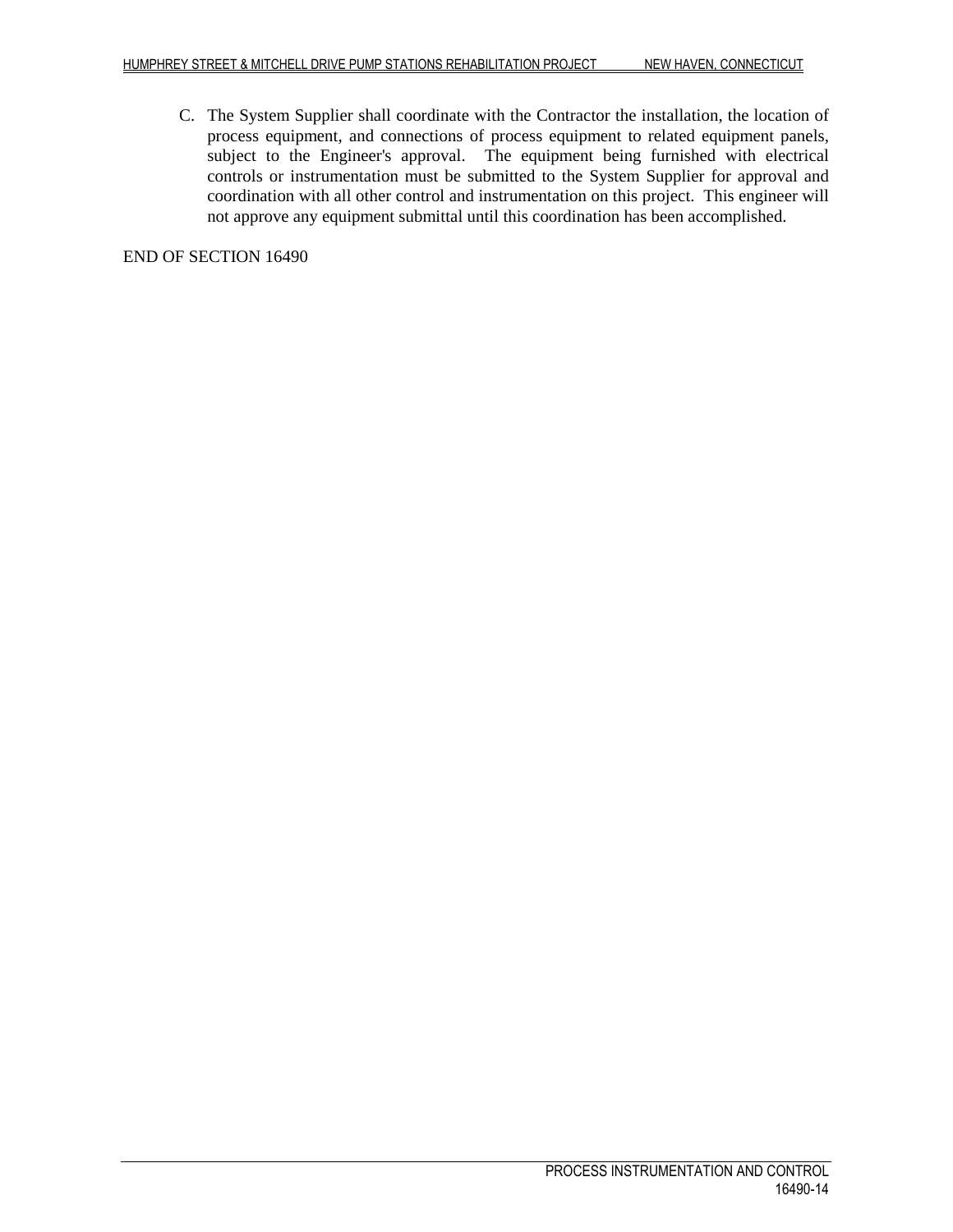C. The System Supplier shall coordinate with the Contractor the installation, the location of process equipment, and connections of process equipment to related equipment panels, subject to the Engineer's approval. The equipment being furnished with electrical controls or instrumentation must be submitted to the System Supplier for approval and coordination with all other control and instrumentation on this project. This engineer will not approve any equipment submittal until this coordination has been accomplished.

END OF SECTION 16490